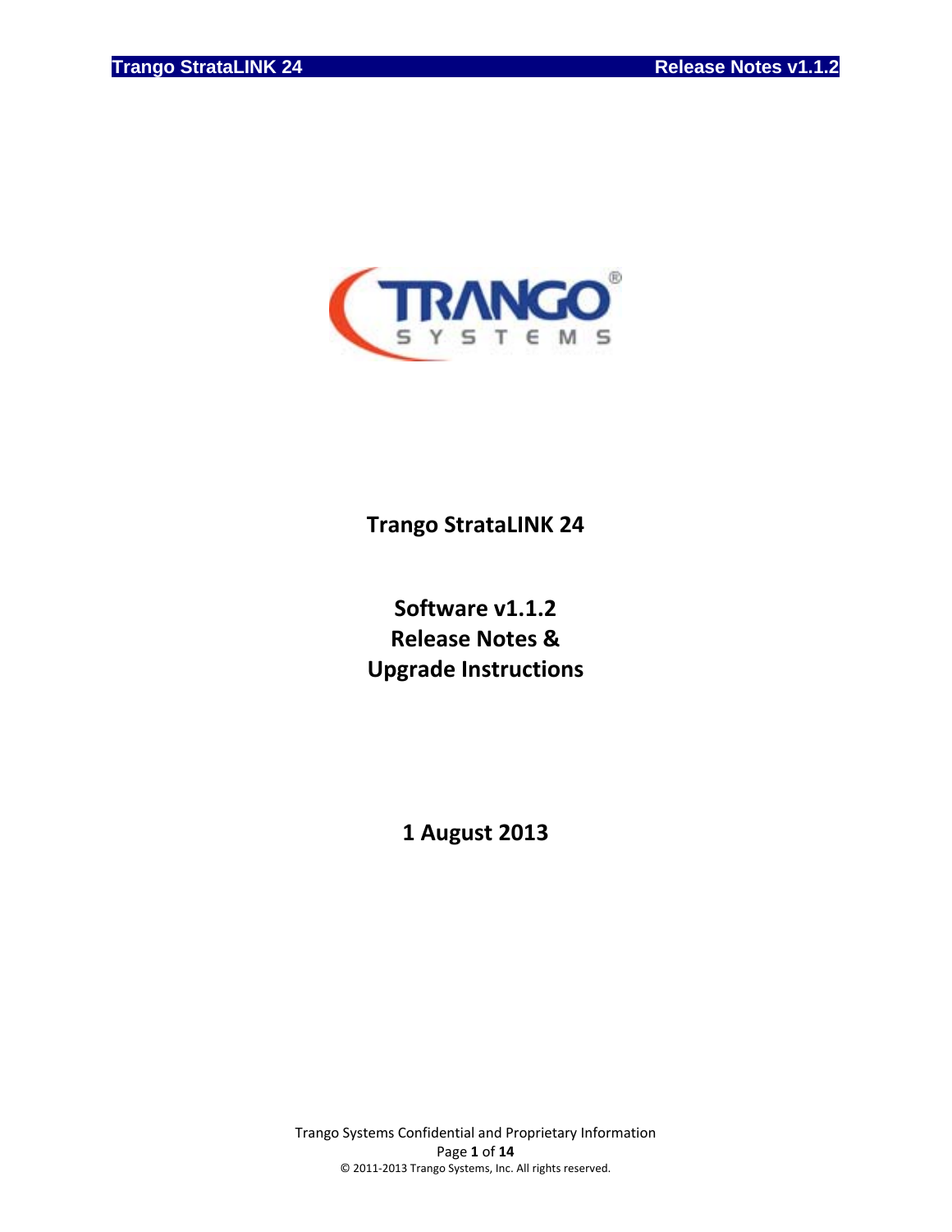# Trango StrataLINK 24

## Software v1.1.2
## Release Notes &
## Upgrade Instructions

**1 August 2013**

Trango Systems Confidential and Proprietary Information

© 2011-2013 Trango Systems, Inc. All rights reserved.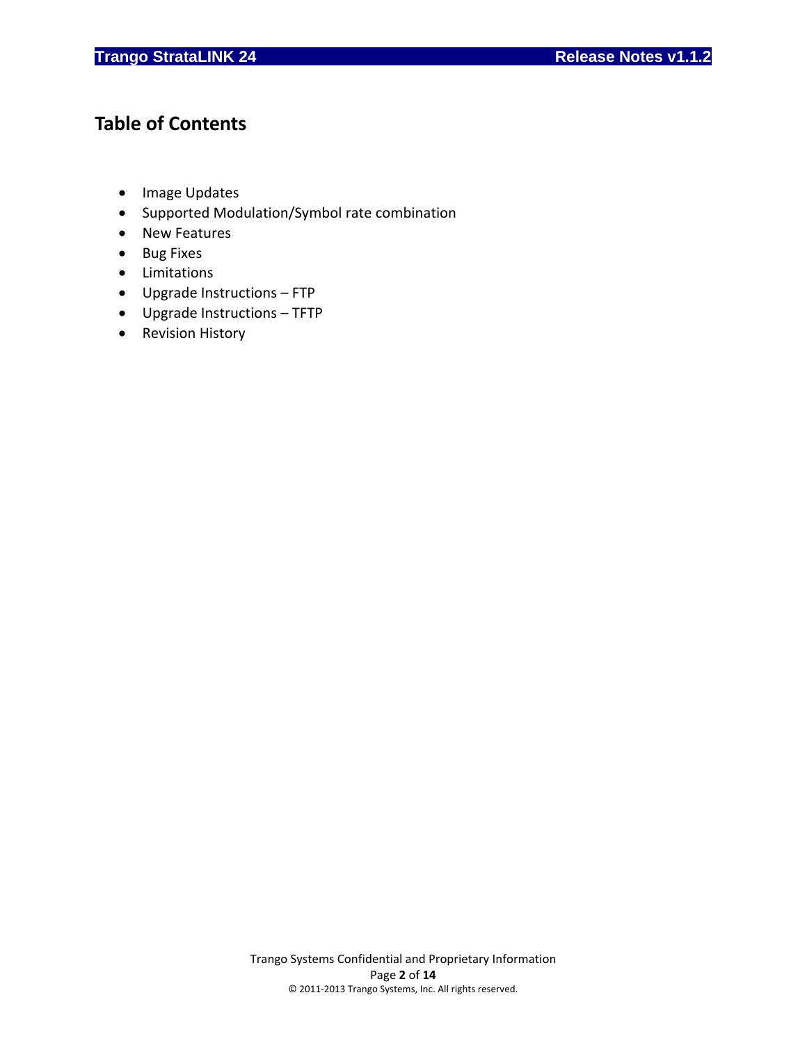# Table of Contents

- Image Updates
- Supported Modulation/Symbol rate combination
- New Features
- Bug Fixes
- Limitations
- Upgrade Instructions – FTP
- Upgrade Instructions – TFTP
- Revision History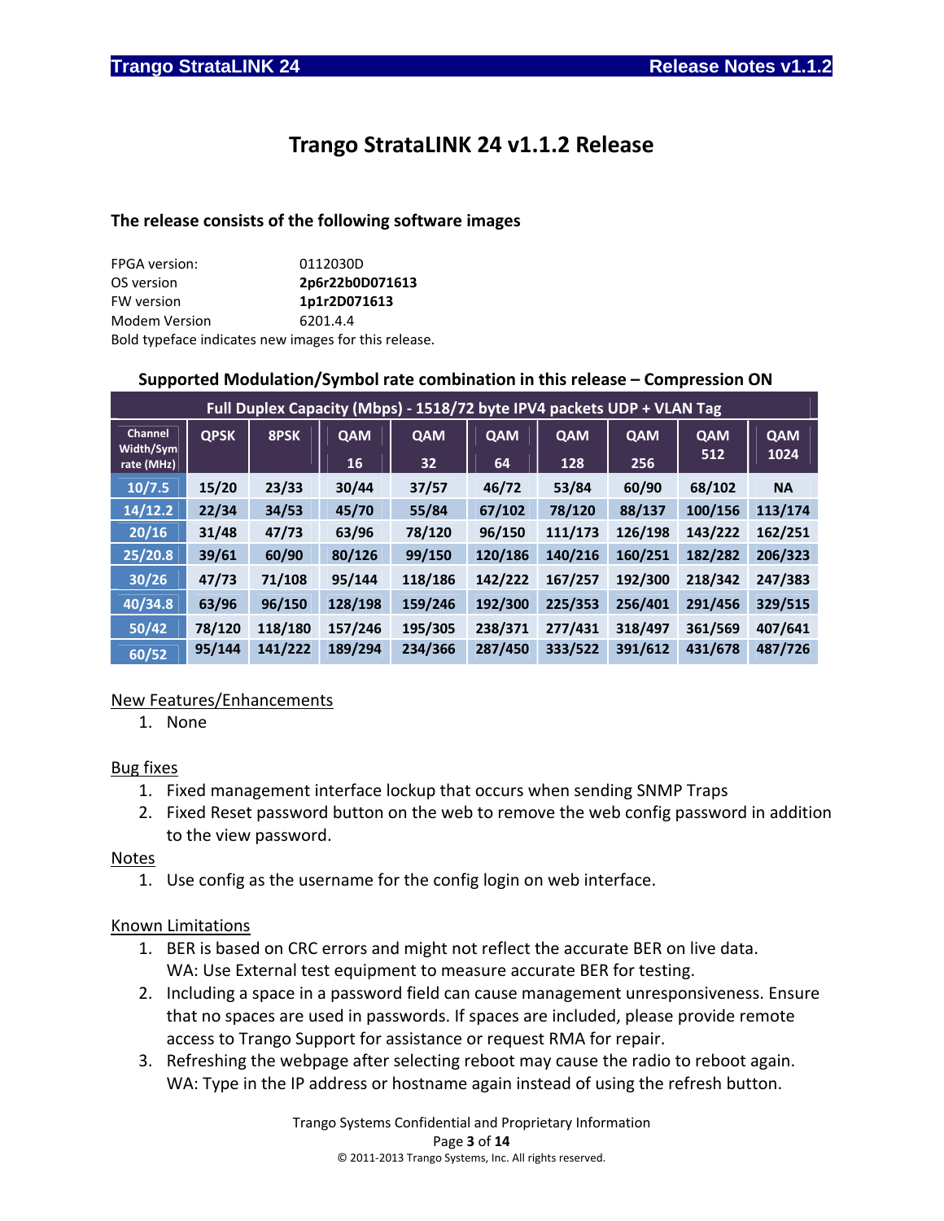# Trango StrataLINK 24 v1.1.2 Release

### The release consists of the following software images

FPGA version: 0112030D
OS version **2p6r22b0D071613**
FW version **1p1r2D071613**
Modem Version 6201.4.4
Bold typeface indicates new images for this release.

### Supported Modulation/Symbol rate combination in this release – Compression ON

| Full Duplex Capacity (Mbps) - 1518/72 byte IPV4 packets UDP + VLAN Tag | | | | | | | | | |
|---|---|---|---|---|---|---|---|---|---|
| Channel Width/Sym rate (MHz) | QPSK | 8PSK | QAM 16 | QAM 32 | QAM 64 | QAM 128 | QAM 256 | QAM 512 | QAM 1024 |
| 10/7.5 | 15/20 | 23/33 | 30/44 | 37/57 | 46/72 | 53/84 | 60/90 | 68/102 | NA |
| 14/12.2 | 22/34 | 34/53 | 45/70 | 55/84 | 67/102 | 78/120 | 88/137 | 100/156 | 113/174 |
| 20/16 | 31/48 | 47/73 | 63/96 | 78/120 | 96/150 | 111/173 | 126/198 | 143/222 | 162/251 |
| 25/20.8 | 39/61 | 60/90 | 80/126 | 99/150 | 120/186 | 140/216 | 160/251 | 182/282 | 206/323 |
| 30/26 | 47/73 | 71/108 | 95/144 | 118/186 | 142/222 | 167/257 | 192/300 | 218/342 | 247/383 |
| 40/34.8 | 63/96 | 96/150 | 128/198 | 159/246 | 192/300 | 225/353 | 256/401 | 291/456 | 329/515 |
| 50/42 | 78/120 | 118/180 | 157/246 | 195/305 | 238/371 | 277/431 | 318/497 | 361/569 | 407/641 |
| 60/52 | 95/144 | 141/222 | 189/294 | 234/366 | 287/450 | 333/522 | 391/612 | 431/678 | 487/726 |

New Features/Enhancements

1. None

Bug fixes

1. Fixed management interface lockup that occurs when sending SNMP Traps
2. Fixed Reset password button on the web to remove the web config password in addition to the view password.

Notes

1. Use config as the username for the config login on web interface.

Known Limitations

1. BER is based on CRC errors and might not reflect the accurate BER on live data. WA: Use External test equipment to measure accurate BER for testing.
2. Including a space in a password field can cause management unresponsiveness. Ensure that no spaces are used in passwords. If spaces are included, please provide remote access to Trango Support for assistance or request RMA for repair.
3. Refreshing the webpage after selecting reboot may cause the radio to reboot again. WA: Type in the IP address or hostname again instead of using the refresh button.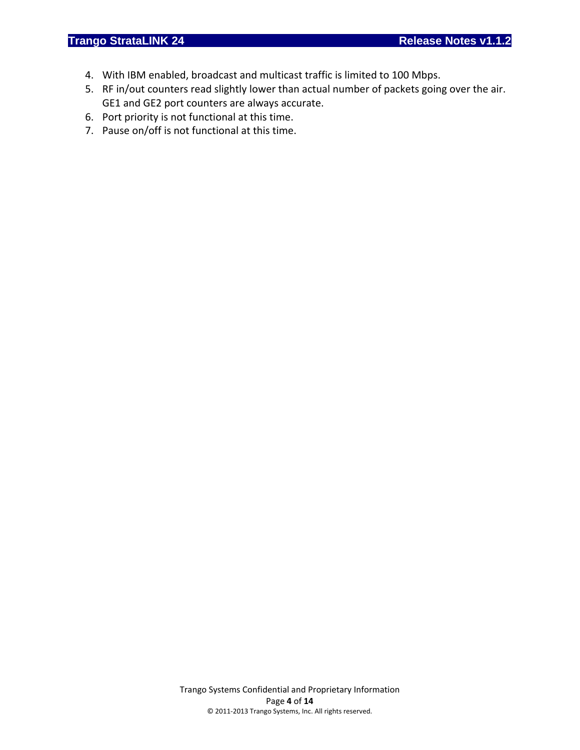4. With IBM enabled, broadcast and multicast traffic is limited to 100 Mbps.
5. RF in/out counters read slightly lower than actual number of packets going over the air. GE1 and GE2 port counters are always accurate.
6. Port priority is not functional at this time.
7. Pause on/off is not functional at this time.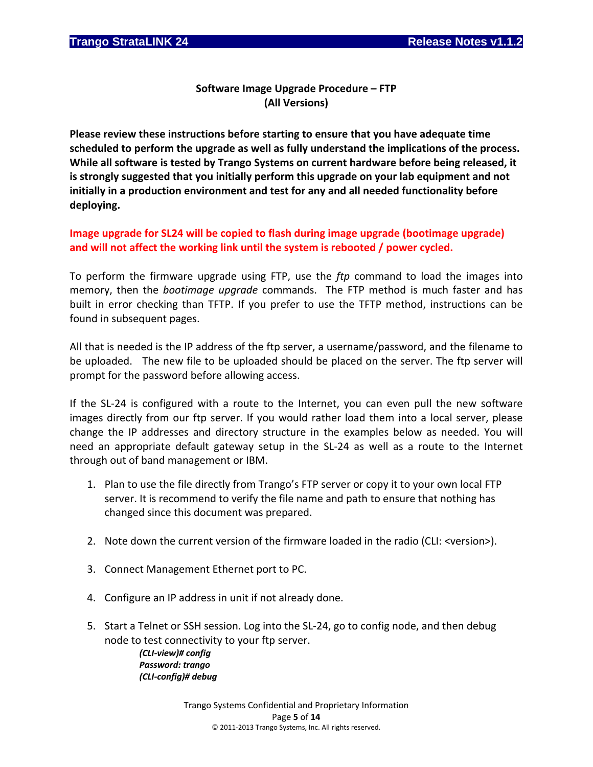## Software Image Upgrade Procedure – FTP
## (All Versions)

**Please review these instructions before starting to ensure that you have adequate time scheduled to perform the upgrade as well as fully understand the implications of the process. While all software is tested by Trango Systems on current hardware before being released, it is strongly suggested that you initially perform this upgrade on your lab equipment and not initially in a production environment and test for any and all needed functionality before deploying.**

**Image upgrade for SL24 will be copied to flash during image upgrade (bootimage upgrade) and will not affect the working link until the system is rebooted / power cycled.**

To perform the firmware upgrade using FTP, use the *ftp* command to load the images into memory, then the *bootimage upgrade* commands. The FTP method is much faster and has built in error checking than TFTP. If you prefer to use the TFTP method, instructions can be found in subsequent pages.

All that is needed is the IP address of the ftp server, a username/password, and the filename to be uploaded. The new file to be uploaded should be placed on the server. The ftp server will prompt for the password before allowing access.

If the SL-24 is configured with a route to the Internet, you can even pull the new software images directly from our ftp server. If you would rather load them into a local server, please change the IP addresses and directory structure in the examples below as needed. You will need an appropriate default gateway setup in the SL-24 as well as a route to the Internet through out of band management or IBM.

1. Plan to use the file directly from Trango's FTP server or copy it to your own local FTP server. It is recommend to verify the file name and path to ensure that nothing has changed since this document was prepared.

2. Note down the current version of the firmware loaded in the radio (CLI: <version>).

3. Connect Management Ethernet port to PC.

4. Configure an IP address in unit if not already done.

5. Start a Telnet or SSH session. Log into the SL-24, go to config node, and then debug node to test connectivity to your ftp server.

```
(CLI-view)# config
Password: trango
(CLI-config)# debug
```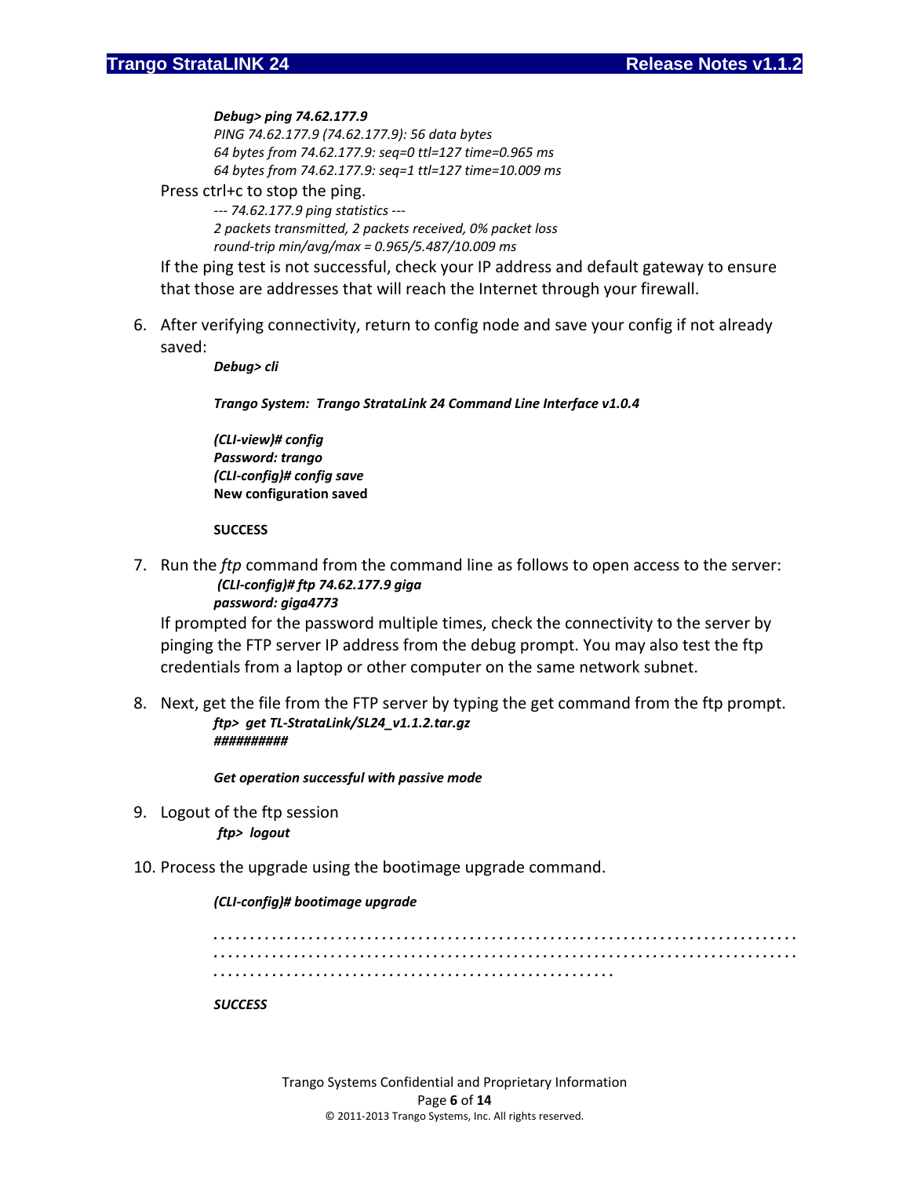```
Debug> ping 74.62.177.9
PING 74.62.177.9 (74.62.177.9): 56 data bytes
64 bytes from 74.62.177.9: seq=0 ttl=127 time=0.965 ms
64 bytes from 74.62.177.9: seq=1 ttl=127 time=10.009 ms
```

Press ctrl+c to stop the ping.

```
--- 74.62.177.9 ping statistics ---
2 packets transmitted, 2 packets received, 0% packet loss
round-trip min/avg/max = 0.965/5.487/10.009 ms
```

If the ping test is not successful, check your IP address and default gateway to ensure that those are addresses that will reach the Internet through your firewall.

6. After verifying connectivity, return to config node and save your config if not already saved:

```
Debug> cli

Trango System:  Trango StrataLink 24 Command Line Interface v1.0.4

(CLI-view)# config
Password: trango
(CLI-config)# config save
New configuration saved

SUCCESS
```

7. Run the *ftp* command from the command line as follows to open access to the server:

```
(CLI-config)# ftp 74.62.177.9 giga
password: giga4773
```

If prompted for the password multiple times, check the connectivity to the server by pinging the FTP server IP address from the debug prompt. You may also test the ftp credentials from a laptop or other computer on the same network subnet.

8. Next, get the file from the FTP server by typing the get command from the ftp prompt.

```
ftp>  get TL-StrataLink/SL24_v1.1.2.tar.gz
##########

Get operation successful with passive mode
```

9. Logout of the ftp session

```
ftp>  logout
```

10. Process the upgrade using the bootimage upgrade command.

```
(CLI-config)# bootimage upgrade

.............................................................................
.............................................................................
.....................................................

SUCCESS
```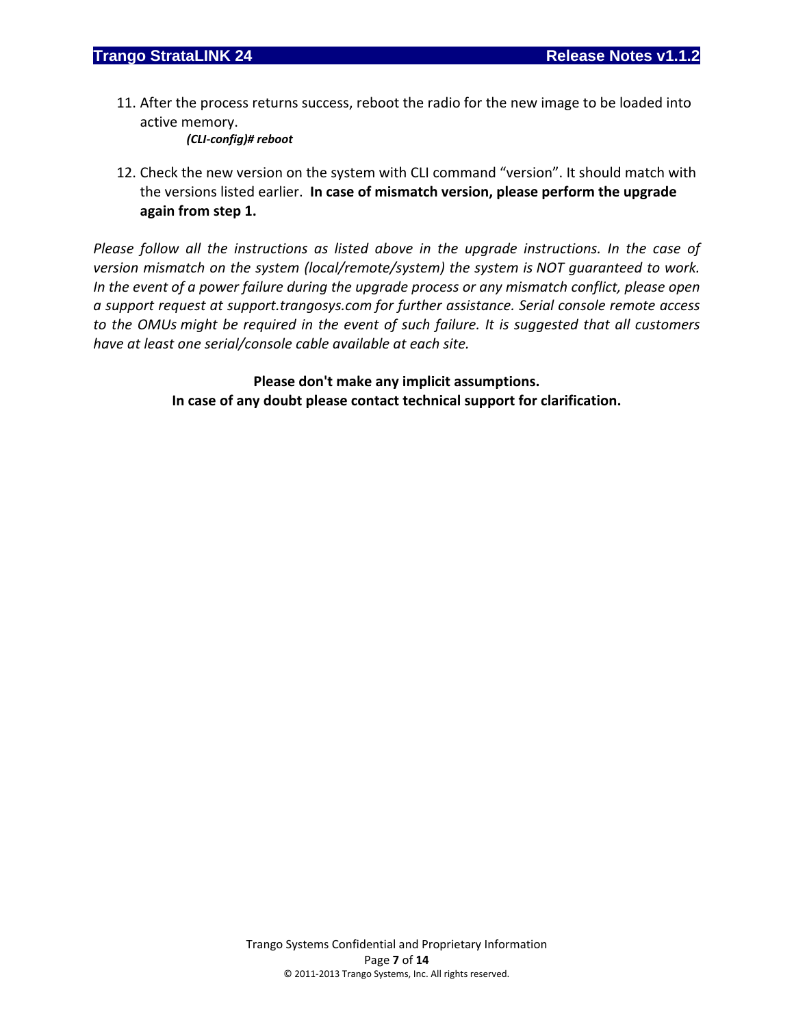11. After the process returns success, reboot the radio for the new image to be loaded into active memory.

    ***(CLI-config)# reboot***

12. Check the new version on the system with CLI command “version”. It should match with the versions listed earlier. **In case of mismatch version, please perform the upgrade again from step 1.**

*Please follow all the instructions as listed above in the upgrade instructions. In the case of version mismatch on the system (local/remote/system) the system is NOT guaranteed to work. In the event of a power failure during the upgrade process or any mismatch conflict, please open a support request at support.trangosys.com for further assistance. Serial console remote access to the OMUs might be required in the event of such failure. It is suggested that all customers have at least one serial/console cable available at each site.*

**Please don't make any implicit assumptions.**
**In case of any doubt please contact technical support for clarification.**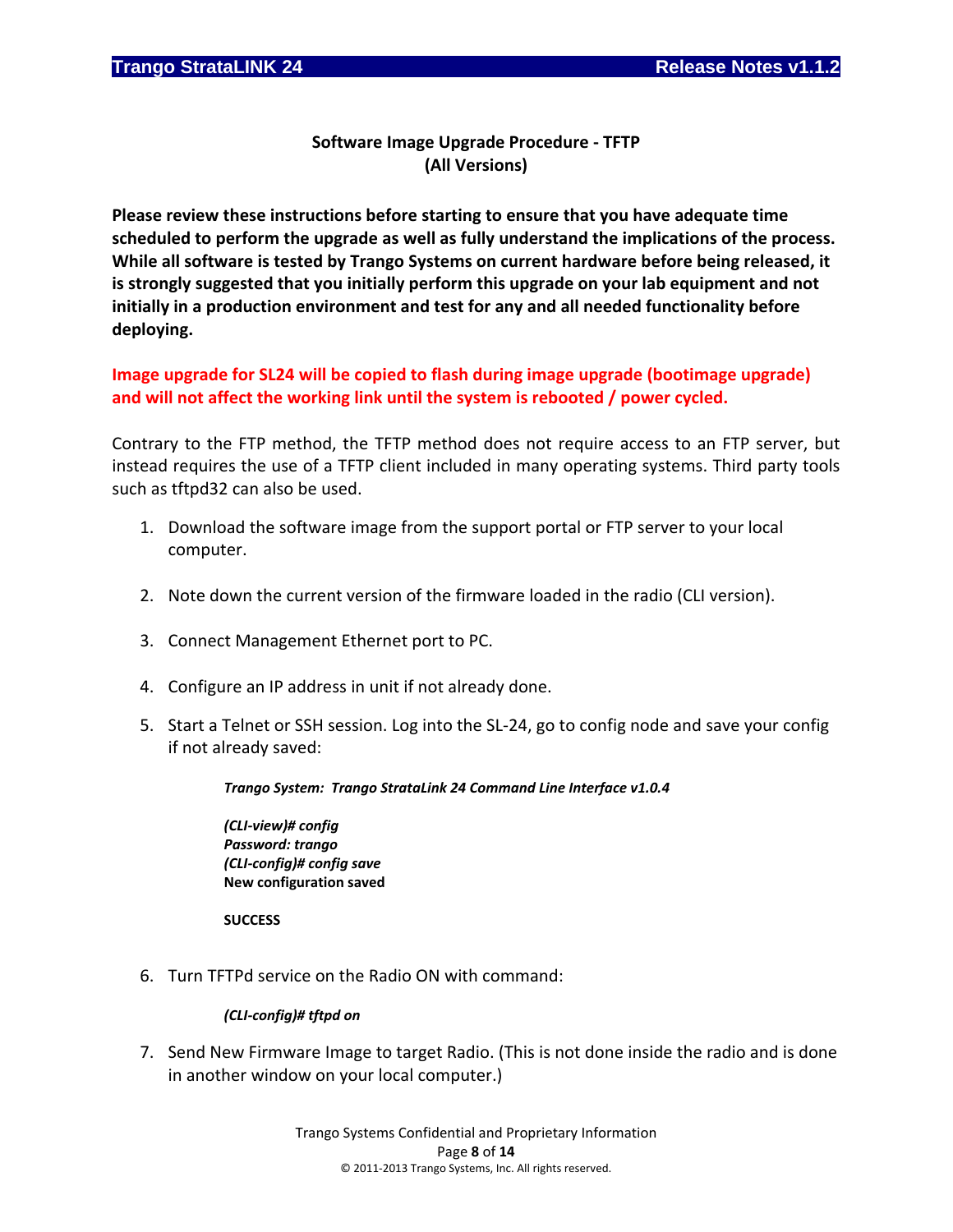## Software Image Upgrade Procedure - TFTP (All Versions)

**Please review these instructions before starting to ensure that you have adequate time scheduled to perform the upgrade as well as fully understand the implications of the process. While all software is tested by Trango Systems on current hardware before being released, it is strongly suggested that you initially perform this upgrade on your lab equipment and not initially in a production environment and test for any and all needed functionality before deploying.**

**Image upgrade for SL24 will be copied to flash during image upgrade (bootimage upgrade) and will not affect the working link until the system is rebooted / power cycled.**

Contrary to the FTP method, the TFTP method does not require access to an FTP server, but instead requires the use of a TFTP client included in many operating systems. Third party tools such as tftpd32 can also be used.

1. Download the software image from the support portal or FTP server to your local computer.

2. Note down the current version of the firmware loaded in the radio (CLI version).

3. Connect Management Ethernet port to PC.

4. Configure an IP address in unit if not already done.

5. Start a Telnet or SSH session. Log into the SL-24, go to config node and save your config if not already saved:

   ***Trango System: Trango StrataLink 24 Command Line Interface v1.0.4***

   ***(CLI-view)# config***
   ***Password: trango***
   ***(CLI-config)# config save***
   **New configuration saved**

   **SUCCESS**

6. Turn TFTPd service on the Radio ON with command:

   ***(CLI-config)# tftpd on***

7. Send New Firmware Image to target Radio. (This is not done inside the radio and is done in another window on your local computer.)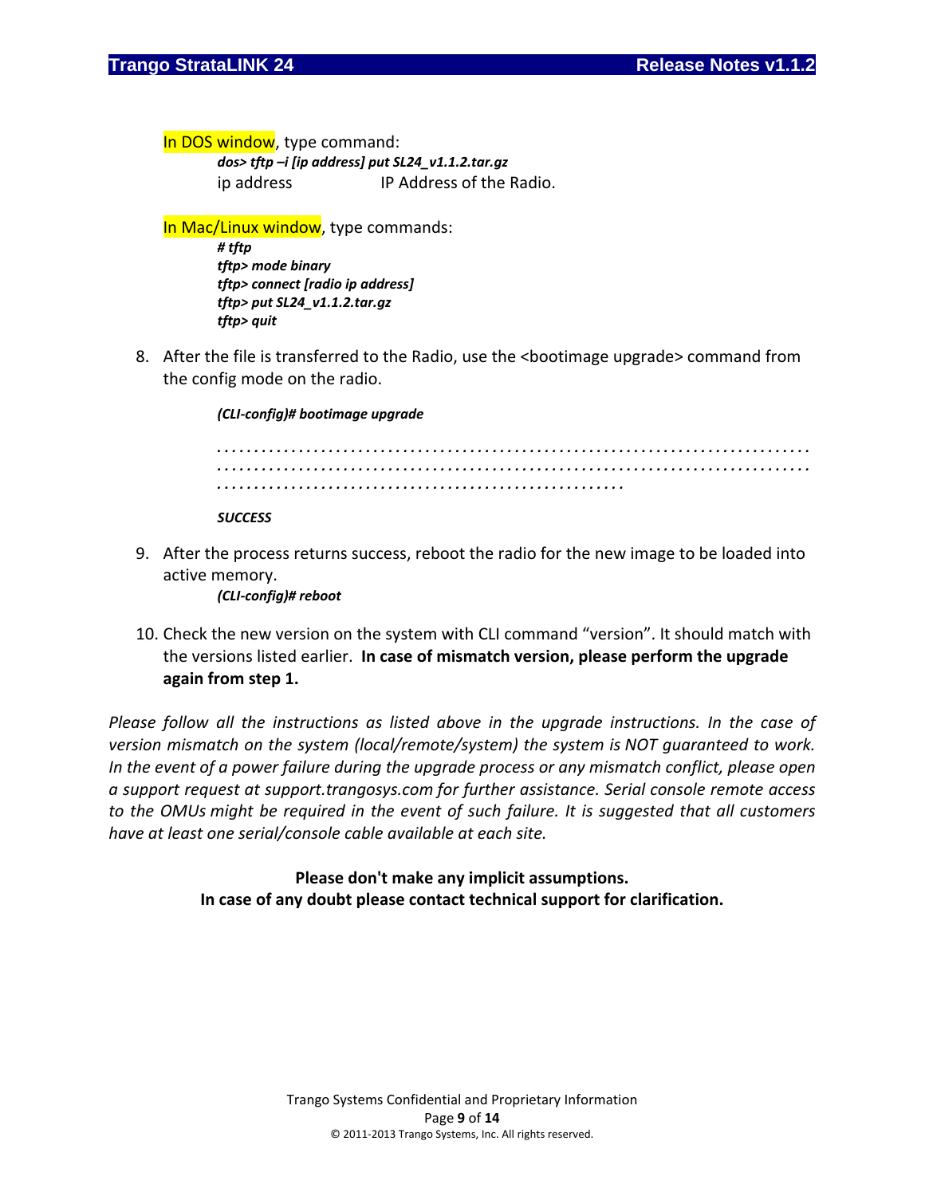In DOS window, type command:

*dos> tftp –i [ip address] put SL24_v1.1.2.tar.gz*

ip address IP Address of the Radio.

In Mac/Linux window, type commands:

*# tftp*
*tftp> mode binary*
*tftp> connect [radio ip address]*
*tftp> put SL24_v1.1.2.tar.gz*
*tftp> quit*

8. After the file is transferred to the Radio, use the <bootimage upgrade> command from the config mode on the radio.

   *(CLI-config)# bootimage upgrade*

   *.............................................................................*
   *.............................................................................*
   *.....................................................*

   *SUCCESS*

9. After the process returns success, reboot the radio for the new image to be loaded into active memory.

   *(CLI-config)# reboot*

10. Check the new version on the system with CLI command "version". It should match with the versions listed earlier. **In case of mismatch version, please perform the upgrade again from step 1.**

*Please follow all the instructions as listed above in the upgrade instructions. In the case of version mismatch on the system (local/remote/system) the system is NOT guaranteed to work. In the event of a power failure during the upgrade process or any mismatch conflict, please open a support request at support.trangosys.com for further assistance. Serial console remote access to the OMUs might be required in the event of such failure. It is suggested that all customers have at least one serial/console cable available at each site.*

**Please don't make any implicit assumptions.**
**In case of any doubt please contact technical support for clarification.**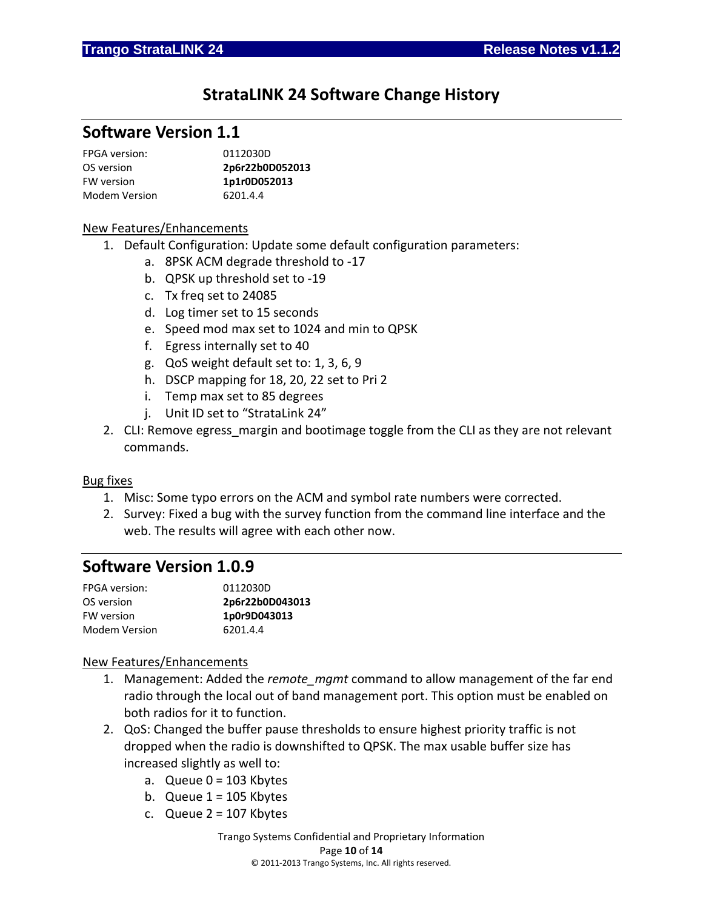# StrataLINK 24 Software Change History

## Software Version 1.1

| | |
|---|---|
| FPGA version: | 0112030D |
| OS version | **2p6r22b0D052013** |
| FW version | **1p1r0D052013** |
| Modem Version | 6201.4.4 |

New Features/Enhancements

1. Default Configuration: Update some default configuration parameters:
   a. 8PSK ACM degrade threshold to -17
   b. QPSK up threshold set to -19
   c. Tx freq set to 24085
   d. Log timer set to 15 seconds
   e. Speed mod max set to 1024 and min to QPSK
   f. Egress internally set to 40
   g. QoS weight default set to: 1, 3, 6, 9
   h. DSCP mapping for 18, 20, 22 set to Pri 2
   i. Temp max set to 85 degrees
   j. Unit ID set to "StrataLink 24"
2. CLI: Remove egress_margin and bootimage toggle from the CLI as they are not relevant commands.

Bug fixes

1. Misc: Some typo errors on the ACM and symbol rate numbers were corrected.
2. Survey: Fixed a bug with the survey function from the command line interface and the web. The results will agree with each other now.

## Software Version 1.0.9

| | |
|---|---|
| FPGA version: | 0112030D |
| OS version | **2p6r22b0D043013** |
| FW version | **1p0r9D043013** |
| Modem Version | 6201.4.4 |

New Features/Enhancements

1. Management: Added the *remote_mgmt* command to allow management of the far end radio through the local out of band management port. This option must be enabled on both radios for it to function.
2. QoS: Changed the buffer pause thresholds to ensure highest priority traffic is not dropped when the radio is downshifted to QPSK. The max usable buffer size has increased slightly as well to:
   a. Queue 0 = 103 Kbytes
   b. Queue 1 = 105 Kbytes
   c. Queue 2 = 107 Kbytes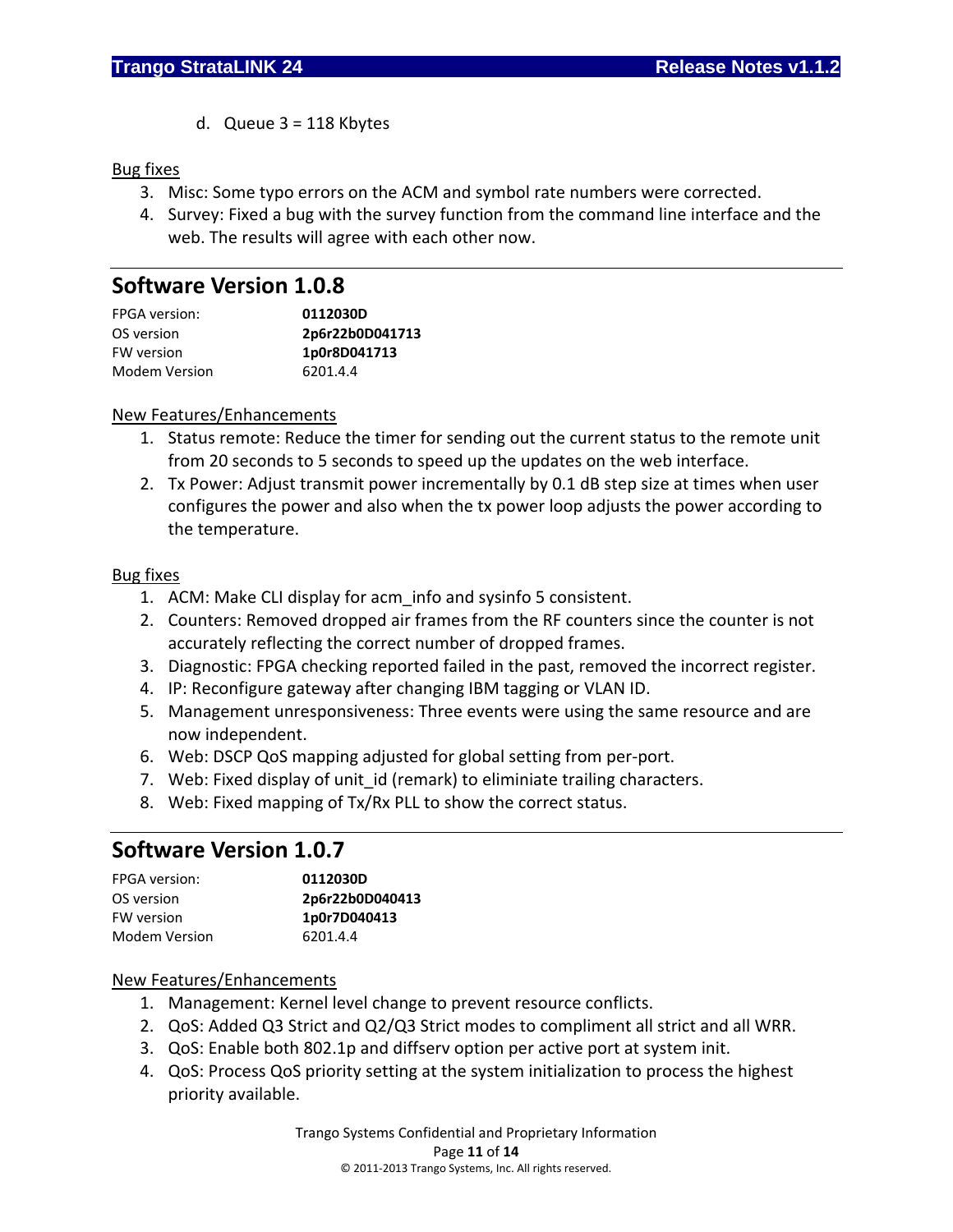d. Queue 3 = 118 Kbytes

Bug fixes

3. Misc: Some typo errors on the ACM and symbol rate numbers were corrected.
4. Survey: Fixed a bug with the survey function from the command line interface and the web. The results will agree with each other now.

---

## Software Version 1.0.8

| | |
|---|---|
| FPGA version: | **0112030D** |
| OS version | **2p6r22b0D041713** |
| FW version | **1p0r8D041713** |
| Modem Version | 6201.4.4 |

New Features/Enhancements

1. Status remote: Reduce the timer for sending out the current status to the remote unit from 20 seconds to 5 seconds to speed up the updates on the web interface.
2. Tx Power: Adjust transmit power incrementally by 0.1 dB step size at times when user configures the power and also when the tx power loop adjusts the power according to the temperature.

Bug fixes

1. ACM: Make CLI display for acm_info and sysinfo 5 consistent.
2. Counters: Removed dropped air frames from the RF counters since the counter is not accurately reflecting the correct number of dropped frames.
3. Diagnostic: FPGA checking reported failed in the past, removed the incorrect register.
4. IP: Reconfigure gateway after changing IBM tagging or VLAN ID.
5. Management unresponsiveness: Three events were using the same resource and are now independent.
6. Web: DSCP QoS mapping adjusted for global setting from per-port.
7. Web: Fixed display of unit_id (remark) to eliminiate trailing characters.
8. Web: Fixed mapping of Tx/Rx PLL to show the correct status.

---

## Software Version 1.0.7

| | |
|---|---|
| FPGA version: | **0112030D** |
| OS version | **2p6r22b0D040413** |
| FW version | **1p0r7D040413** |
| Modem Version | 6201.4.4 |

New Features/Enhancements

1. Management: Kernel level change to prevent resource conflicts.
2. QoS: Added Q3 Strict and Q2/Q3 Strict modes to compliment all strict and all WRR.
3. QoS: Enable both 802.1p and diffserv option per active port at system init.
4. QoS: Process QoS priority setting at the system initialization to process the highest priority available.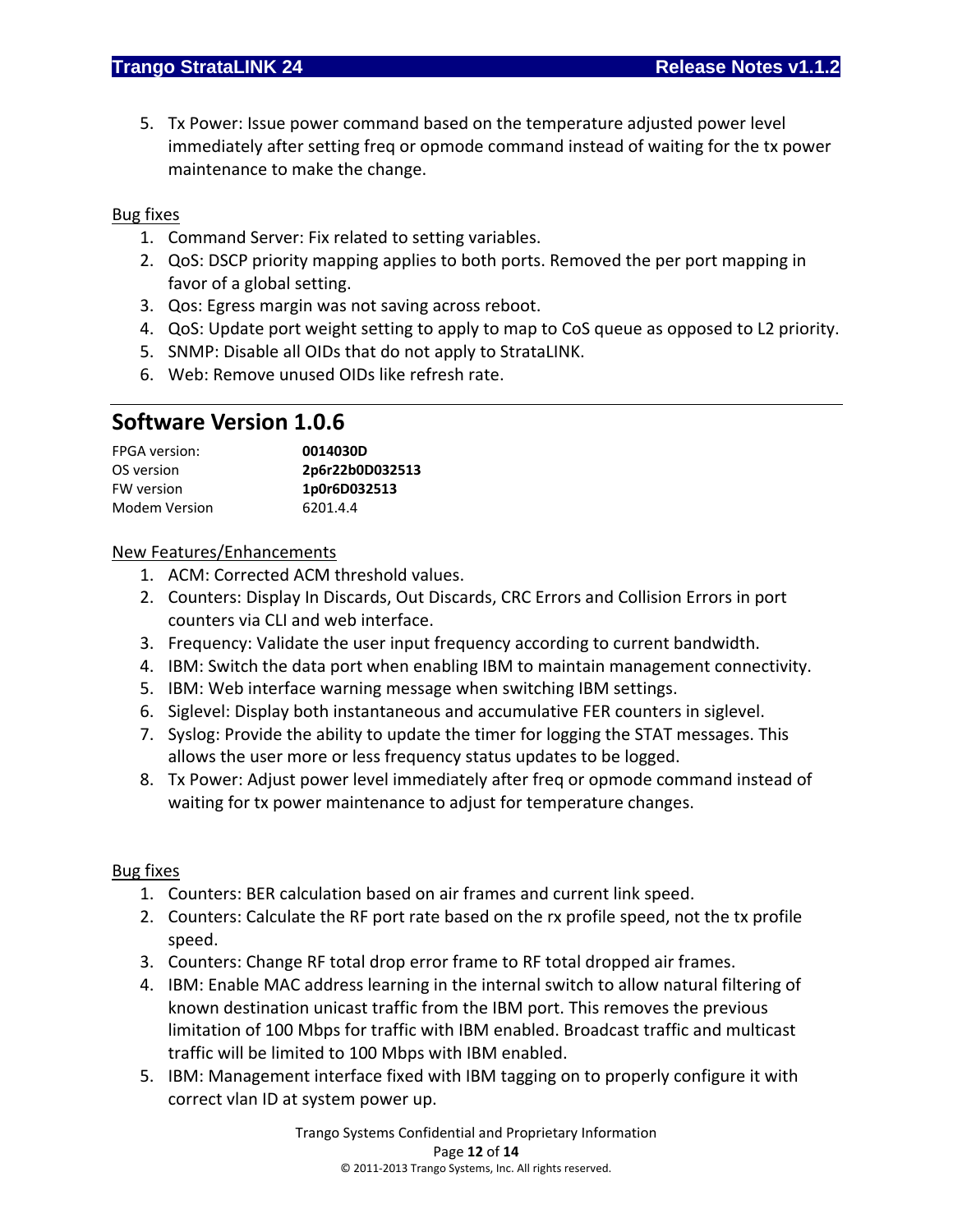5. Tx Power: Issue power command based on the temperature adjusted power level immediately after setting freq or opmode command instead of waiting for the tx power maintenance to make the change.

Bug fixes

1. Command Server: Fix related to setting variables.
2. QoS: DSCP priority mapping applies to both ports. Removed the per port mapping in favor of a global setting.
3. Qos: Egress margin was not saving across reboot.
4. QoS: Update port weight setting to apply to map to CoS queue as opposed to L2 priority.
5. SNMP: Disable all OIDs that do not apply to StrataLINK.
6. Web: Remove unused OIDs like refresh rate.

## Software Version 1.0.6

| | |
|---|---|
| FPGA version: | **0014030D** |
| OS version | **2p6r22b0D032513** |
| FW version | **1p0r6D032513** |
| Modem Version | 6201.4.4 |

New Features/Enhancements

1. ACM: Corrected ACM threshold values.
2. Counters: Display In Discards, Out Discards, CRC Errors and Collision Errors in port counters via CLI and web interface.
3. Frequency: Validate the user input frequency according to current bandwidth.
4. IBM: Switch the data port when enabling IBM to maintain management connectivity.
5. IBM: Web interface warning message when switching IBM settings.
6. Siglevel: Display both instantaneous and accumulative FER counters in siglevel.
7. Syslog: Provide the ability to update the timer for logging the STAT messages. This allows the user more or less frequency status updates to be logged.
8. Tx Power: Adjust power level immediately after freq or opmode command instead of waiting for tx power maintenance to adjust for temperature changes.

Bug fixes

1. Counters: BER calculation based on air frames and current link speed.
2. Counters: Calculate the RF port rate based on the rx profile speed, not the tx profile speed.
3. Counters: Change RF total drop error frame to RF total dropped air frames.
4. IBM: Enable MAC address learning in the internal switch to allow natural filtering of known destination unicast traffic from the IBM port. This removes the previous limitation of 100 Mbps for traffic with IBM enabled. Broadcast traffic and multicast traffic will be limited to 100 Mbps with IBM enabled.
5. IBM: Management interface fixed with IBM tagging on to properly configure it with correct vlan ID at system power up.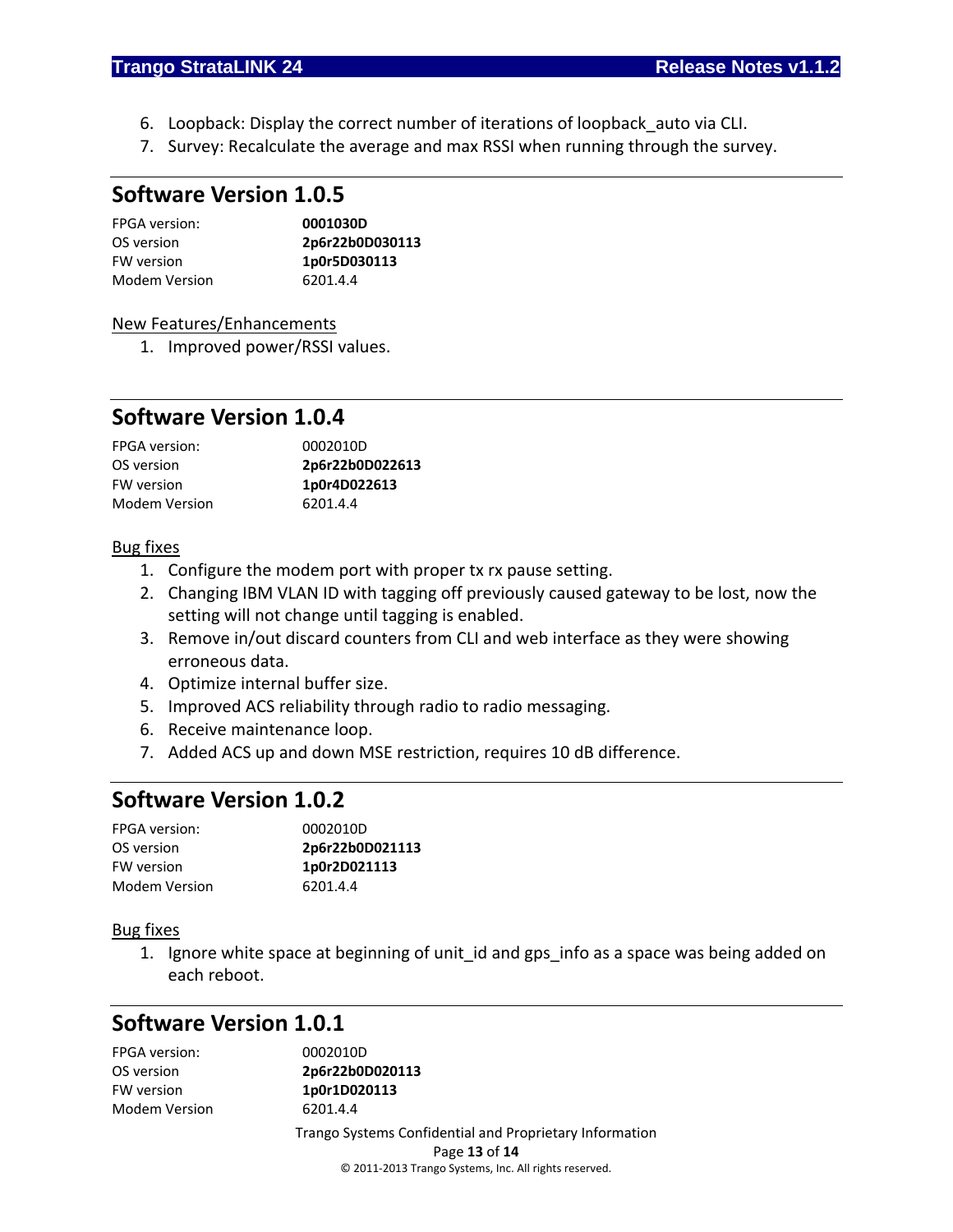6. Loopback: Display the correct number of iterations of loopback_auto via CLI.
7. Survey: Recalculate the average and max RSSI when running through the survey.

## Software Version 1.0.5

| | |
|---|---|
| FPGA version: | **0001030D** |
| OS version | **2p6r22b0D030113** |
| FW version | **1p0r5D030113** |
| Modem Version | 6201.4.4 |

New Features/Enhancements

1. Improved power/RSSI values.

## Software Version 1.0.4

| | |
|---|---|
| FPGA version: | 0002010D |
| OS version | **2p6r22b0D022613** |
| FW version | **1p0r4D022613** |
| Modem Version | 6201.4.4 |

Bug fixes

1. Configure the modem port with proper tx rx pause setting.
2. Changing IBM VLAN ID with tagging off previously caused gateway to be lost, now the setting will not change until tagging is enabled.
3. Remove in/out discard counters from CLI and web interface as they were showing erroneous data.
4. Optimize internal buffer size.
5. Improved ACS reliability through radio to radio messaging.
6. Receive maintenance loop.
7. Added ACS up and down MSE restriction, requires 10 dB difference.

## Software Version 1.0.2

| | |
|---|---|
| FPGA version: | 0002010D |
| OS version | **2p6r22b0D021113** |
| FW version | **1p0r2D021113** |
| Modem Version | 6201.4.4 |

Bug fixes

1. Ignore white space at beginning of unit_id and gps_info as a space was being added on each reboot.

## Software Version 1.0.1

| | |
|---|---|
| FPGA version: | 0002010D |
| OS version | **2p6r22b0D020113** |
| FW version | **1p0r1D020113** |
| Modem Version | 6201.4.4 |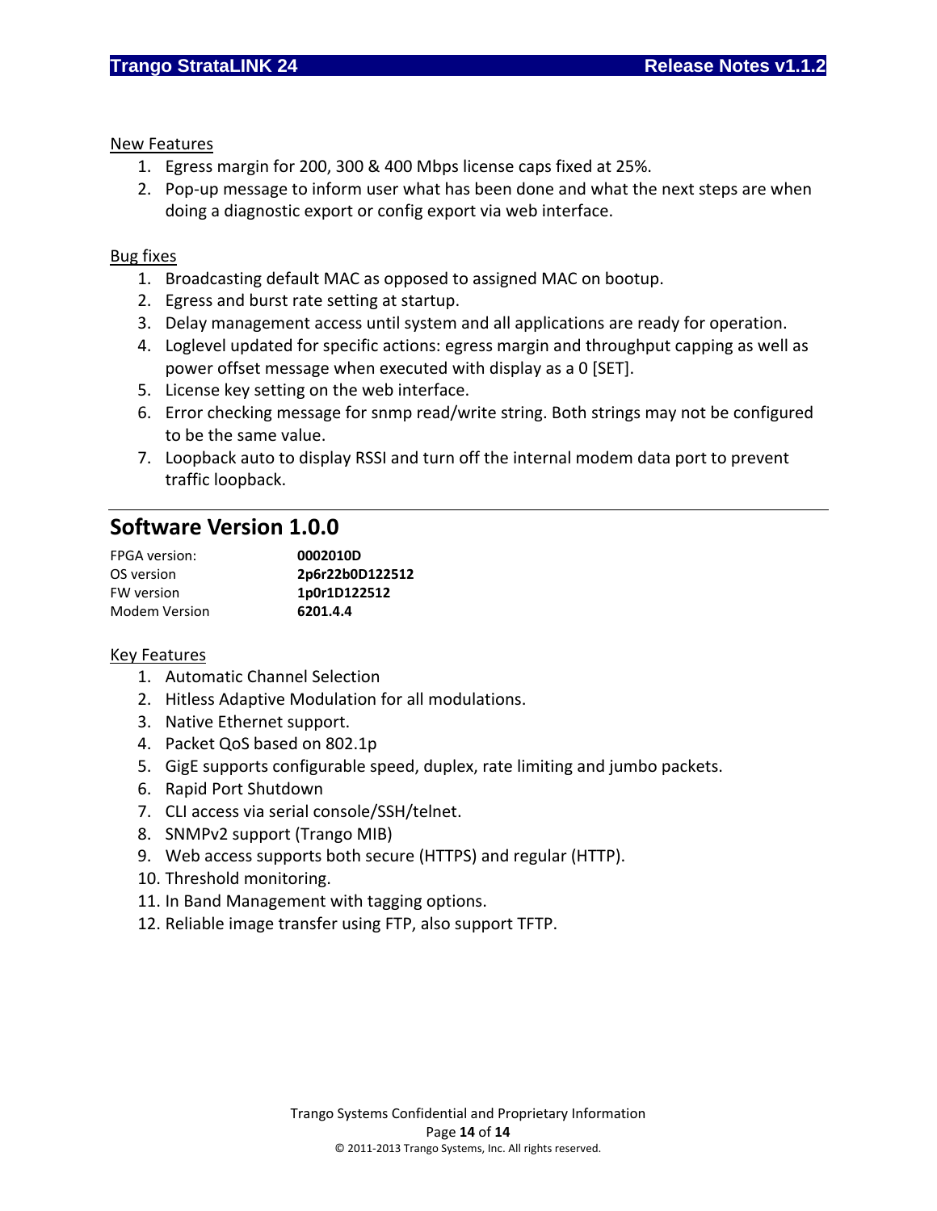New Features

1. Egress margin for 200, 300 & 400 Mbps license caps fixed at 25%.
2. Pop-up message to inform user what has been done and what the next steps are when doing a diagnostic export or config export via web interface.

Bug fixes

1. Broadcasting default MAC as opposed to assigned MAC on bootup.
2. Egress and burst rate setting at startup.
3. Delay management access until system and all applications are ready for operation.
4. Loglevel updated for specific actions: egress margin and throughput capping as well as power offset message when executed with display as a 0 [SET].
5. License key setting on the web interface.
6. Error checking message for snmp read/write string. Both strings may not be configured to be the same value.
7. Loopback auto to display RSSI and turn off the internal modem data port to prevent traffic loopback.

## Software Version 1.0.0

| | |
|---|---|
| FPGA version: | **0002010D** |
| OS version | **2p6r22b0D122512** |
| FW version | **1p0r1D122512** |
| Modem Version | **6201.4.4** |

Key Features

1. Automatic Channel Selection
2. Hitless Adaptive Modulation for all modulations.
3. Native Ethernet support.
4. Packet QoS based on 802.1p
5. GigE supports configurable speed, duplex, rate limiting and jumbo packets.
6. Rapid Port Shutdown
7. CLI access via serial console/SSH/telnet.
8. SNMPv2 support (Trango MIB)
9. Web access supports both secure (HTTPS) and regular (HTTP).
10. Threshold monitoring.
11. In Band Management with tagging options.
12. Reliable image transfer using FTP, also support TFTP.